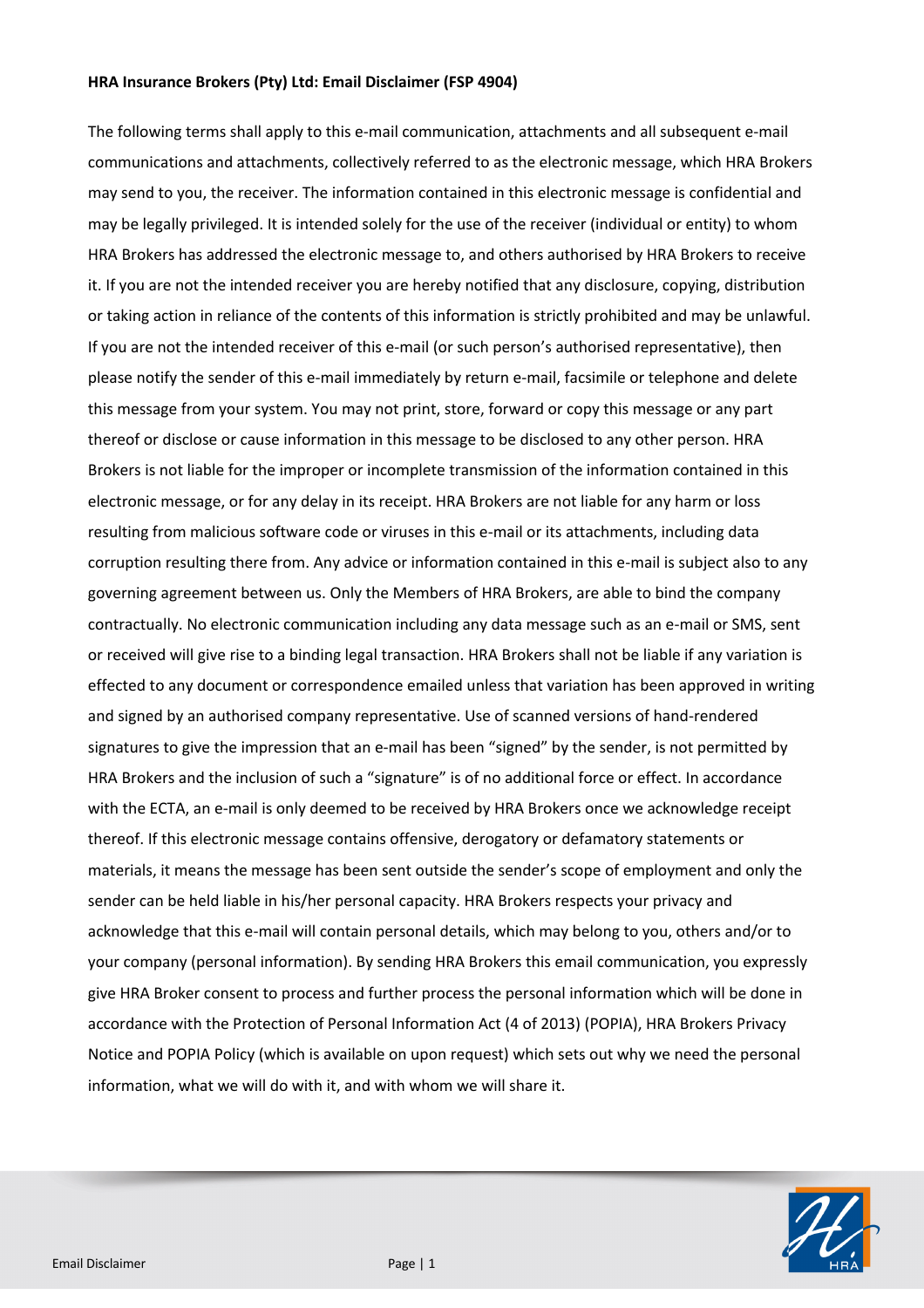**HRA Insurance Brokers (Pty) Ltd: Email Disclaimer (FSP 4904)**

The following terms shall apply to this e-mail communication, attachments and all subsequent e-mail communications and attachments, collectively referred to as the electronic message, which HRA Brokers may send to you, the receiver. The information contained in this electronic message is confidential and may be legally privileged. It is intended solely for the use of the receiver (individual or entity) to whom HRA Brokers has addressed the electronic message to, and others authorised by HRA Brokers to receive it. If you are not the intended receiver you are hereby notified that any disclosure, copying, distribution or taking action in reliance of the contents of this information is strictly prohibited and may be unlawful. If you are not the intended receiver of this e-mail (or such person's authorised representative), then please notify the sender of this e-mail immediately by return e-mail, facsimile or telephone and delete this message from your system. You may not print, store, forward or copy this message or any part thereof or disclose or cause information in this message to be disclosed to any other person. HRA Brokers is not liable for the improper or incomplete transmission of the information contained in this electronic message, or for any delay in its receipt. HRA Brokers are not liable for any harm or loss resulting from malicious software code or viruses in this e-mail or its attachments, including data corruption resulting there from. Any advice or information contained in this e-mail is subject also to any governing agreement between us. Only the Members of HRA Brokers, are able to bind the company contractually. No electronic communication including any data message such as an e-mail or SMS, sent or received will give rise to a binding legal transaction. HRA Brokers shall not be liable if any variation is effected to any document or correspondence emailed unless that variation has been approved in writing and signed by an authorised company representative. Use of scanned versions of hand-rendered signatures to give the impression that an e-mail has been "signed" by the sender, is not permitted by HRA Brokers and the inclusion of such a "signature" is of no additional force or effect. In accordance with the ECTA, an e-mail is only deemed to be received by HRA Brokers once we acknowledge receipt thereof. If this electronic message contains offensive, derogatory or defamatory statements or materials, it means the message has been sent outside the sender's scope of employment and only the sender can be held liable in his/her personal capacity. HRA Brokers respects your privacy and acknowledge that this e-mail will contain personal details, which may belong to you, others and/or to your company (personal information). By sending HRA Brokers this email communication, you expressly give HRA Broker consent to process and further process the personal information which will be done in accordance with the Protection of Personal Information Act (4 of 2013) (POPIA), HRA Brokers Privacy Notice and POPIA Policy (which is available on upon request) which sets out why we need the personal information, what we will do with it, and with whom we will share it.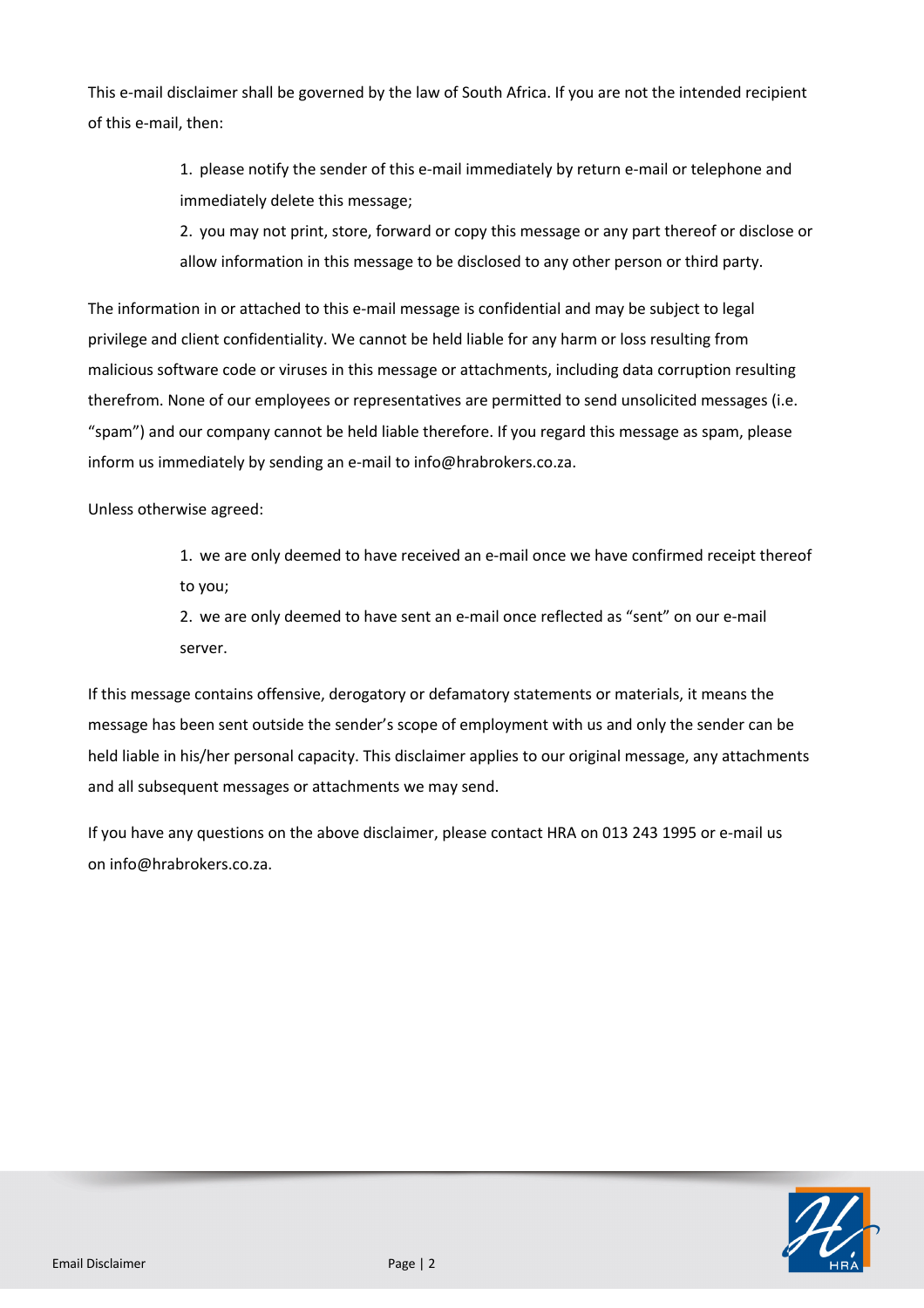This e-mail disclaimer shall be governed by the law of South Africa. If you are not the intended recipient of this e-mail, then:

1. please notify the sender of this e-mail immediately by return e-mail or telephone and immediately delete this message;
2. you may not print, store, forward or copy this message or any part thereof or disclose or allow information in this message to be disclosed to any other person or third party.

The information in or attached to this e-mail message is confidential and may be subject to legal privilege and client confidentiality. We cannot be held liable for any harm or loss resulting from malicious software code or viruses in this message or attachments, including data corruption resulting therefrom. None of our employees or representatives are permitted to send unsolicited messages (i.e. "spam") and our company cannot be held liable therefore. If you regard this message as spam, please inform us immediately by sending an e-mail to info@hrabrokers.co.za.

Unless otherwise agreed:

1. we are only deemed to have received an e-mail once we have confirmed receipt thereof to you;
2. we are only deemed to have sent an e-mail once reflected as "sent" on our e-mail server.

If this message contains offensive, derogatory or defamatory statements or materials, it means the message has been sent outside the sender's scope of employment with us and only the sender can be held liable in his/her personal capacity. This disclaimer applies to our original message, any attachments and all subsequent messages or attachments we may send.

If you have any questions on the above disclaimer, please contact HRA on 013 243 1995 or e-mail us on info@hrabrokers.co.za.